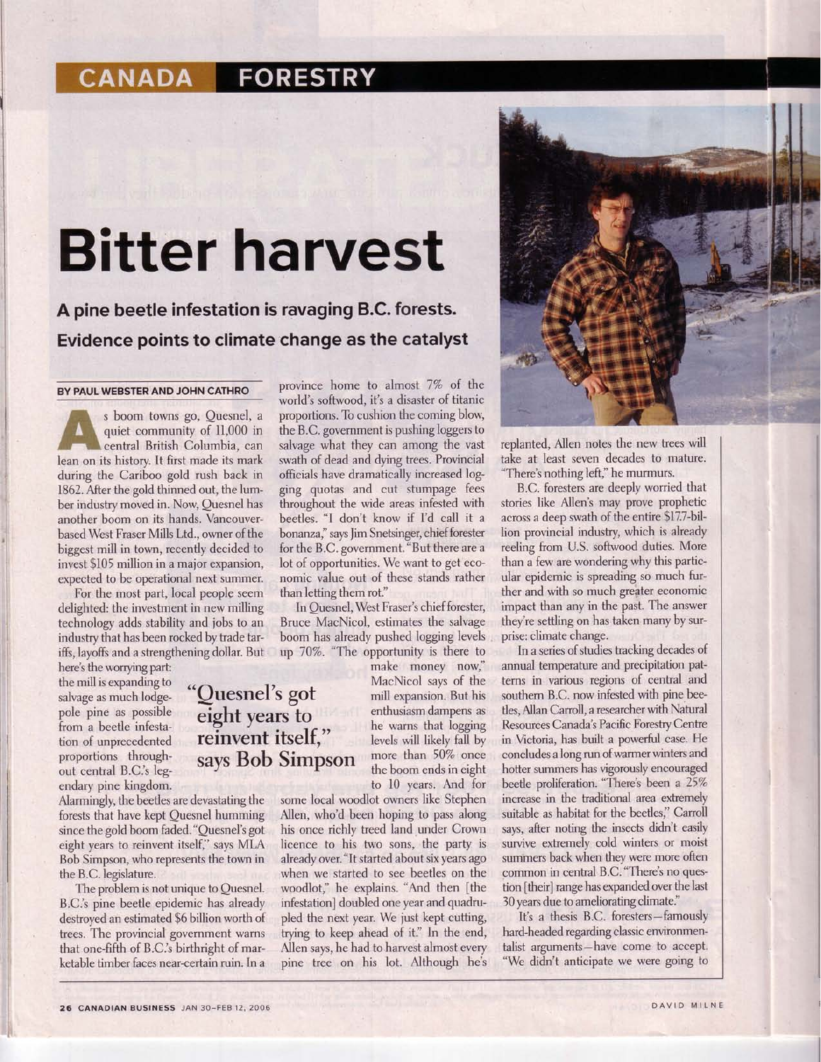CANADA FORESTRY

# Bitter harvest

## A pine beetle infestation is ravaging B.C. forests. Evidence points to climate change as the catalyst

BY PAUL WEBSTER AND JOHN CATHRO

As boom towns go, Quesnel, a quiet community of 11,000 in central British Columbia, can lean on its history. It first made its mark during the Cariboo gold rush back in 1862. After the gold thinned out, the lumber industry moved in. Now, Quesnel has another boom on its hands. Vancouver-based West Fraser Mills Ltd., owner of the biggest mill in town, recently decided to invest $105 million in a major expansion, expected to be operational next summer.

For the most part, local people seem delighted: the investment in new milling technology adds stability and jobs to an industry that has been rocked by trade tariffs, layoffs and a strengthening dollar. But here's the worrying part: the mill is expanding to salvage as much lodgepole pine as possible from a beetle infestation of unprecedented proportions throughout central B.C.'s legendary pine kingdom.

Alarmingly, the beetles are devastating the forests that have kept Quesnel humming since the gold boom faded. "Quesnel's got eight years to reinvent itself," says MLA Bob Simpson, who represents the town in the B.C. legislature.

The problem is not unique to Quesnel. B.C.'s pine beetle epidemic has already destroyed an estimated $6 billion worth of trees. The provincial government warns that one-fifth of B.C.'s birthright of marketable timber faces near-certain ruin. In a province home to almost 7% of the world's softwood, it's a disaster of titanic proportions. To cushion the coming blow, the B.C. government is pushing loggers to salvage what they can among the vast swath of dead and dying trees. Provincial officials have dramatically increased logging quotas and cut stumpage fees throughout the wide areas infested with beetles. "I don't know if I'd call it a bonanza," says Jim Snetsinger, chief forester for the B.C. government. "But there are a lot of opportunities. We want to get economic value out of these stands rather than letting them rot."

In Quesnel, West Fraser's chief forester, Bruce MacNicol, estimates the salvage boom has already pushed logging levels up 70%. "The opportunity is there to make money now," MacNicol says of the mill expansion. But his enthusiasm dampens as he warns that logging levels will likely fall by more than 50% once the boom ends in eight to 10 years. And for some local woodlot owners like Stephen Allen, who'd been hoping to pass along his once richly treed land under Crown licence to his two sons, the party is already over. "It started about six years ago when we started to see beetles on the woodlot," he explains. "And then [the infestation] doubled one year and quadrupled the next year. We just kept cutting, trying to keep ahead of it." In the end, Allen says, he had to harvest almost every pine tree on his lot. Although he's replanted, Allen notes the new trees will take at least seven decades to mature. "There's nothing left," he murmurs.

> "Quesnel's got eight years to reinvent itself," says Bob Simpson

B.C. foresters are deeply worried that stories like Allen's may prove prophetic across a deep swath of the entire $17.7-billion provincial industry, which is already reeling from U.S. softwood duties. More than a few are wondering why this particular epidemic is spreading so much further and with so much greater economic impact than any in the past. The answer they're settling on has taken many by surprise: climate change.

In a series of studies tracking decades of annual temperature and precipitation patterns in various regions of central and southern B.C. now infested with pine beetles, Allan Carroll, a researcher with Natural Resources Canada's Pacific Forestry Centre in Victoria, has built a powerful case. He concludes a long run of warmer winters and hotter summers has vigorously encouraged beetle proliferation. "There's been a 25% increase in the traditional area extremely suitable as habitat for the beetles," Carroll says, after noting the insects didn't easily survive extremely cold winters or moist summers back when they were more often common in central B.C. "There's no question [their] range has expanded over the last 30 years due to ameliorating climate."

It's a thesis B.C. foresters—famously hard-headed regarding classic environmentalist arguments—have come to accept. "We didn't anticipate we were going to

DAVID MILNE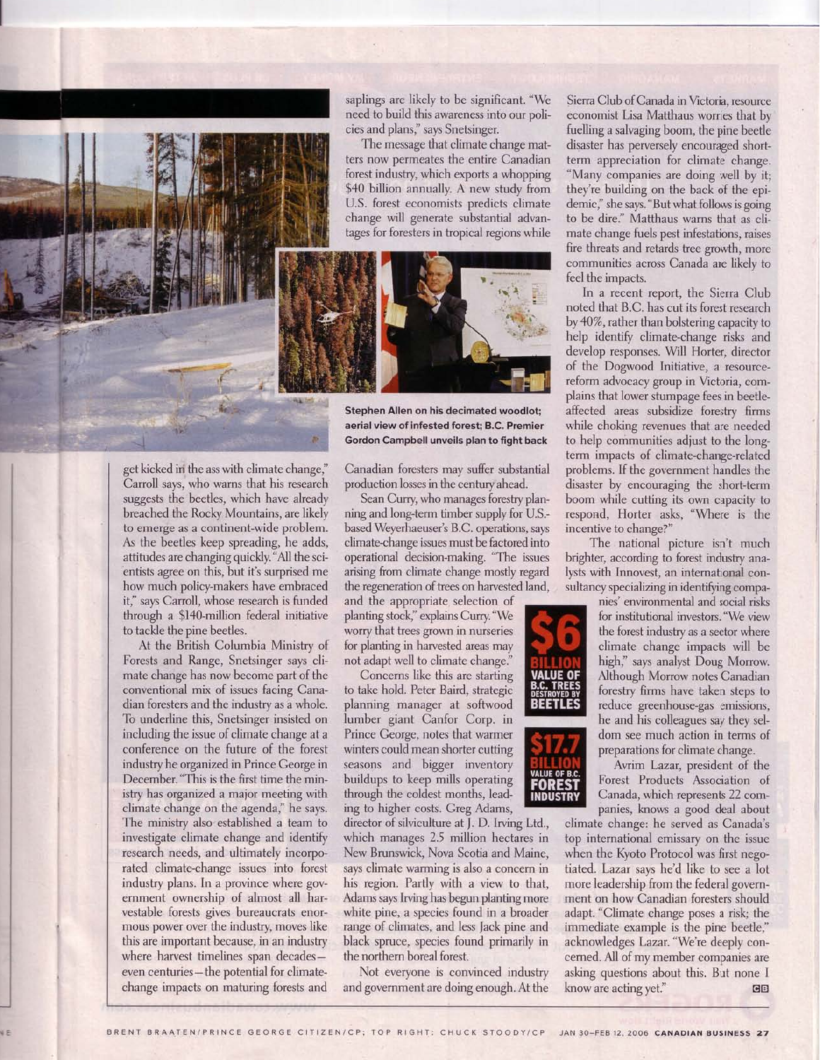get kicked in the ass with climate change," Carroll says, who warns that his research suggests the beetles, which have already breached the Rocky Mountains, are likely to emerge as a continent-wide problem. As the beetles keep spreading, he adds, attitudes are changing quickly. "All the scientists agree on this, but it's surprised me how much policy-makers have embraced it," says Carroll, whose research is funded through a $140-million federal initiative to tackle the pine beetles.

At the British Columbia Ministry of Forests and Range, Snetsinger says climate change has now become part of the conventional mix of issues facing Canadian foresters and the industry as a whole. To underline this, Snetsinger insisted on including the issue of climate change at a conference on the future of the forest industry he organized in Prince George in December. "This is the first time the ministry has organized a major meeting with climate change on the agenda," he says. The ministry also established a team to investigate climate change and identify research needs, and ultimately incorporated climate-change issues into forest industry plans. In a province where government ownership of almost all harvestable forests gives bureaucrats enormous power over the industry, moves like this are important because, in an industry where harvest timelines span decades—even centuries—the potential for climate-change impacts on maturing forests and saplings are likely to be significant. "We need to build this awareness into our policies and plans," says Snetsinger.

The message that climate change matters now permeates the entire Canadian forest industry, which exports a whopping $40 billion annually. A new study from U.S. forest economists predicts climate change will generate substantial advantages for foresters in tropical regions while Canadian foresters may suffer substantial production losses in the century ahead.

Stephen Allen on his decimated woodlot; aerial view of infested forest; B.C. Premier Gordon Campbell unveils plan to fight back

Sean Curry, who manages forestry planning and long-term timber supply for U.S.-based Weyerhaeuser's B.C. operations, says climate-change issues must be factored into operational decision-making. "The issues arising from climate change mostly regard the regeneration of trees on harvested land, and the appropriate selection of planting stock," explains Curry. "We worry that trees grown in nurseries for planting in harvested areas may not adapt well to climate change."

Concerns like this are starting to take hold. Peter Baird, strategic planning manager at softwood lumber giant Canfor Corp. in Prince George, notes that warmer winters could mean shorter cutting seasons and bigger inventory buildups to keep mills operating through the coldest months, leading to higher costs. Greg Adams, director of silviculture at J. D. Irving Ltd., which manages 2.5 million hectares in New Brunswick, Nova Scotia and Maine, says climate warming is also a concern in his region. Partly with a view to that, Adams says Irving has begun planting more white pine, a species found in a broader range of climates, and less Jack pine and black spruce, species found primarily in the northern boreal forest.

**$6 BILLION** VALUE OF B.C. TREES DESTROYED BY BEETLES

**$17.7 BILLION** VALUE OF B.C. FOREST INDUSTRY

Not everyone is convinced industry and government are doing enough. At the Sierra Club of Canada in Victoria, resource economist Lisa Matthaus worries that by fuelling a salvaging boom, the pine beetle disaster has perversely encouraged short-term appreciation for climate change. "Many companies are doing well by it; they're building on the back of the epidemic," she says. "But what follows is going to be dire." Matthaus warns that as climate change fuels pest infestations, raises fire threats and retards tree growth, more communities across Canada are likely to feel the impacts.

In a recent report, the Sierra Club noted that B.C. has cut its forest research by 40%, rather than bolstering capacity to help identify climate-change risks and develop responses. Will Horter, director of the Dogwood Initiative, a resource-reform advocacy group in Victoria, complains that lower stumpage fees in beetle-affected areas subsidize forestry firms while choking revenues that are needed to help communities adjust to the long-term impacts of climate-change-related problems. If the government handles the disaster by encouraging the short-term boom while cutting its own capacity to respond, Horter asks, "Where is the incentive to change?"

The national picture isn't much brighter, according to forest industry analysts with Innovest, an international consultancy specializing in identifying companies' environmental and social risks for institutional investors. "We view the forest industry as a sector where climate change impacts will be high," says analyst Doug Morrow. Although Morrow notes Canadian forestry firms have taken steps to reduce greenhouse-gas emissions, he and his colleagues say they seldom see much action in terms of preparations for climate change.

Avrim Lazar, president of the Forest Products Association of Canada, which represents 22 companies, knows a good deal about climate change: he served as Canada's top international emissary on the issue when the Kyoto Protocol was first negotiated. Lazar says he'd like to see a lot more leadership from the federal government on how Canadian foresters should adapt. "Climate change poses a risk; the immediate example is the pine beetle," acknowledges Lazar. "We're deeply concerned. All of my member companies are asking questions about this. But none I know are acting yet." CB

BRENT BRAATEN/PRINCE GEORGE CITIZEN/CP; TOP RIGHT: CHUCK STOODY/CP